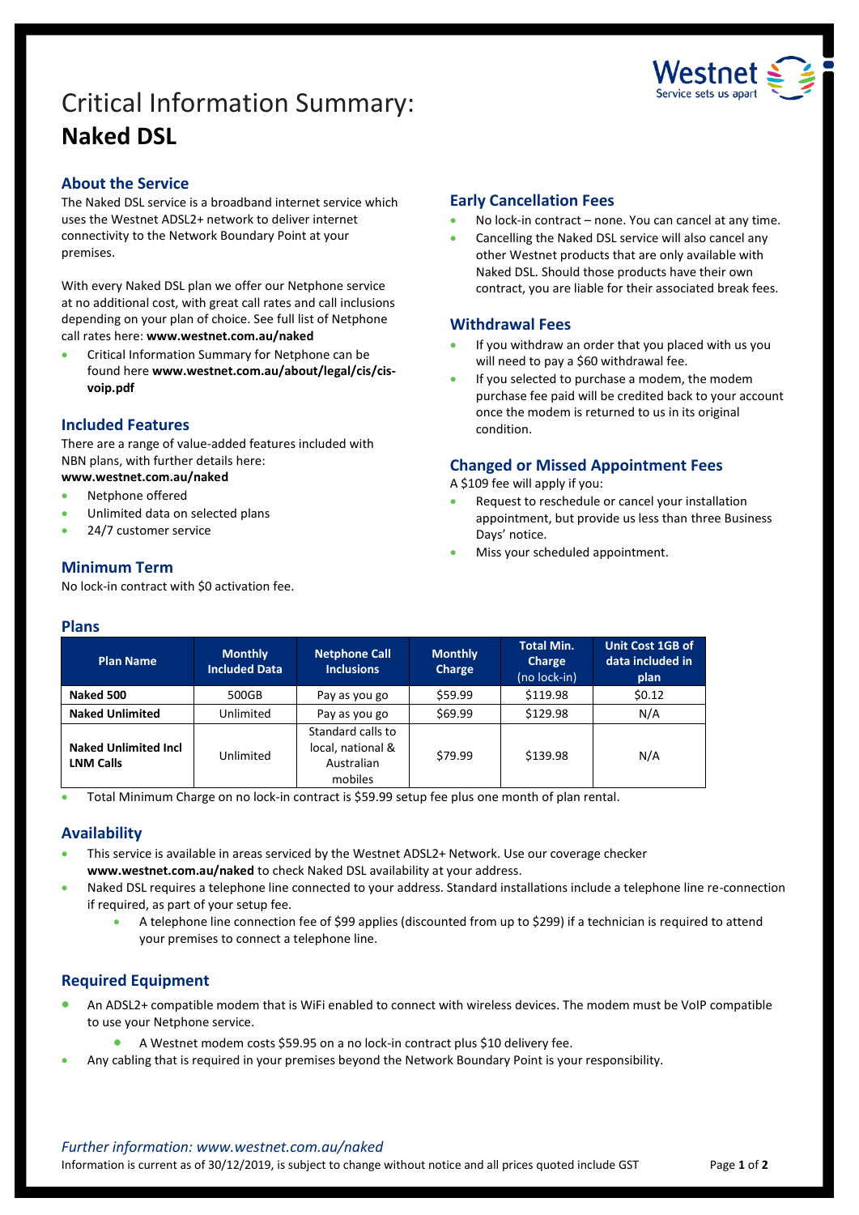# Critical Information Summary: **Naked DSL**

## About the Service

The Naked DSL service is a broadband internet service which uses the Westnet ADSL2+ network to deliver internet connectivity to the Network Boundary Point at your premises.

With every Naked DSL plan we offer our Netphone service at no additional cost, with great call rates and call inclusions depending on your plan of choice. See full list of Netphone call rates here: **www.westnet.com.au/naked**

- Critical Information Summary for Netphone can be found here **www.westnet.com.au/about/legal/cis/cis-voip.pdf**

## Included Features

There are a range of value-added features included with NBN plans, with further details here: **www.westnet.com.au/naked**

- Netphone offered
- Unlimited data on selected plans
- 24/7 customer service

## Minimum Term

No lock-in contract with $0 activation fee.

## Early Cancellation Fees

- No lock-in contract – none. You can cancel at any time.
- Cancelling the Naked DSL service will also cancel any other Westnet products that are only available with Naked DSL. Should those products have their own contract, you are liable for their associated break fees.

## Withdrawal Fees

- If you withdraw an order that you placed with us you will need to pay a $60 withdrawal fee.
- If you selected to purchase a modem, the modem purchase fee paid will be credited back to your account once the modem is returned to us in its original condition.

## Changed or Missed Appointment Fees

A $109 fee will apply if you:

- Request to reschedule or cancel your installation appointment, but provide us less than three Business Days' notice.
- Miss your scheduled appointment.

## Plans

| Plan Name | Monthly Included Data | Netphone Call Inclusions | Monthly Charge | Total Min. Charge (no lock-in) | Unit Cost 1GB of data included in plan |
|---|---|---|---|---|---|
| **Naked 500** | 500GB | Pay as you go | $59.99 | $119.98 | $0.12 |
| **Naked Unlimited** | Unlimited | Pay as you go | $69.99 | $129.98 | N/A |
| **Naked Unlimited Incl LNM Calls** | Unlimited | Standard calls to local, national & Australian mobiles | $79.99 | $139.98 | N/A |

- Total Minimum Charge on no lock-in contract is $59.99 setup fee plus one month of plan rental.

## Availability

- This service is available in areas serviced by the Westnet ADSL2+ Network. Use our coverage checker **www.westnet.com.au/naked** to check Naked DSL availability at your address.
- Naked DSL requires a telephone line connected to your address. Standard installations include a telephone line re-connection if required, as part of your setup fee.
  - A telephone line connection fee of $99 applies (discounted from up to $299) if a technician is required to attend your premises to connect a telephone line.

## Required Equipment

- An ADSL2+ compatible modem that is WiFi enabled to connect with wireless devices. The modem must be VoIP compatible to use your Netphone service.
  - A Westnet modem costs $59.95 on a no lock-in contract plus $10 delivery fee.
- Any cabling that is required in your premises beyond the Network Boundary Point is your responsibility.

*Further information: www.westnet.com.au/naked*

Information is current as of 30/12/2019, is subject to change without notice and all prices quoted include GST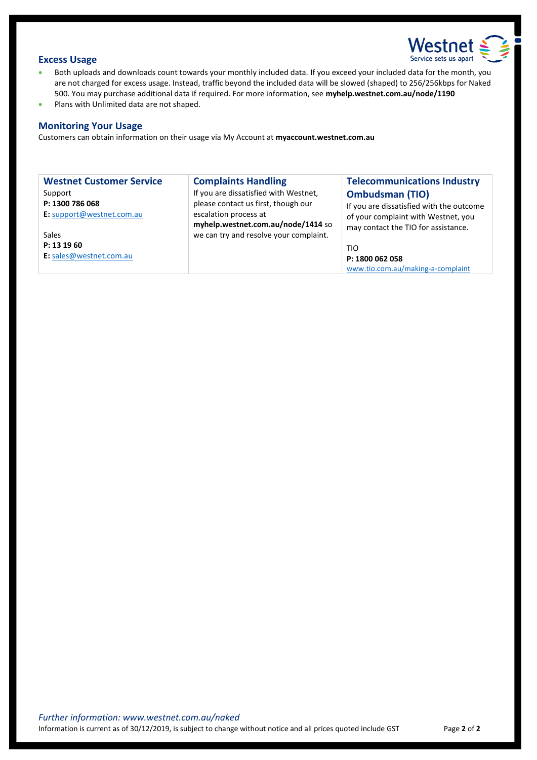## Excess Usage

- Both uploads and downloads count towards your monthly included data. If you exceed your included data for the month, you are not charged for excess usage. Instead, traffic beyond the included data will be slowed (shaped) to 256/256kbps for Naked 500. You may purchase additional data if required. For more information, see **myhelp.westnet.com.au/node/1190**
- Plans with Unlimited data are not shaped.

## Monitoring Your Usage

Customers can obtain information on their usage via My Account at **myaccount.westnet.com.au**

| Westnet Customer Service | Complaints Handling | Telecommunications Industry Ombudsman (TIO) |
|---|---|---|
| Support<br>**P: 1300 786 068**<br>**E:** support@westnet.com.au<br><br>Sales<br>**P: 13 19 60**<br>**E:** sales@westnet.com.au | If you are dissatisfied with Westnet, please contact us first, though our escalation process at **myhelp.westnet.com.au/node/1414** so we can try and resolve your complaint. | If you are dissatisfied with the outcome of your complaint with Westnet, you may contact the TIO for assistance.<br><br>TIO<br>**P: 1800 062 058**<br>www.tio.com.au/making-a-complaint |

*Further information: www.westnet.com.au/naked*

Information is current as of 30/12/2019, is subject to change without notice and all prices quoted include GST